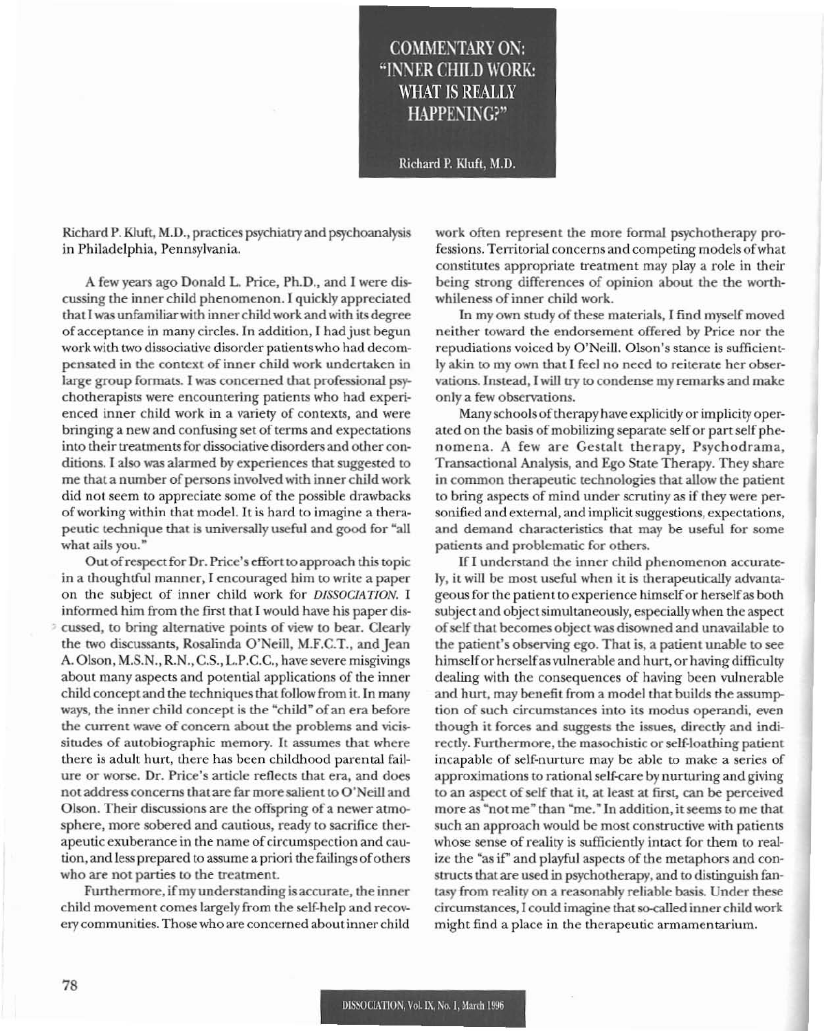# COMMENTARY ON: "INNER CHILD WORK: WHAT IS REALLY HAPPENING?"

Richard P. Kluft, M.D.

Richard P. Kluft, M.D., practices psychiatry and psychoanalysis in Philadelphia, Pennsylvania.

A few years ago Donald L. Price, Ph.D., and I were discussing the inner child phenomenon. I quickly appreciated that I was unfamiliar with inner child work and with its degree of acceptance in many circles. In addition, I had just begun work with two dissociative disorder patients who had decompensated in the context of inner child work undertaken in large group formats. I was concerned that professional psychotherapists were encountering patients who had experienced inner child work in a variety of contexts, and were bringing a new and confusing set of terms and expectations into their treatments for dissociative disorders and other conditions. I also was alarmed by experiences that suggested to me that a number of persons involved with inner child work did not seem to appreciate some of the possible drawbacks of working within that model. It is hard to imagine a therapeutic technique that is universally useful and good for "all what ails you."

Out of respect for Dr. Price's effort to approach this topic in a thoughtful manner, I encouraged him to write a paper on the subject of inner child work for *DISSOCIATION*. I informed him from the first that I would have his paper discussed, to bring alternative points of view to bear. Clearly the two discussants, Rosalinda O'Neill, M.F.C.T., and Jean A. Olson, M.S.N., R.N., C.S., L.P.C.C., have severe misgivings about many aspects and potential applications of the inner child concept and the techniques that follow from it. In many ways, the inner child concept is the "child" of an era before the current wave of concern about the problems and vicissitudes of autobiographic memory. It assumes that where there is adult hurt, there has been childhood parental failure or worse. Dr. Price's article reflects that era, and does not address concerns that are far more salient to O'Neill and Olson. Their discussions are the offspring of a newer atmosphere, more sobered and cautious, ready to sacrifice therapeutic exuberance in the name of circumspection and caution, and less prepared to assume a priori the failings of others who are not parties to the treatment.

Furthermore, if my understanding is accurate, the inner child movement comes largely from the self-help and recovery communities. Those who are concerned about inner child work often represent the more formal psychotherapy professions. Territorial concerns and competing models of what constitutes appropriate treatment may play a role in their being strong differences of opinion about the the worthwhileness of inner child work.

In my own study of these materials, I find myself moved neither toward the endorsement offered by Price nor the repudiations voiced by O'Neill. Olson's stance is sufficiently akin to my own that I feel no need to reiterate her observations. Instead, I will try to condense my remarks and make only a few observations.

Many schools of therapy have explicitly or implicity operated on the basis of mobilizing separate self or part self phenomena. A few are Gestalt therapy, Psychodrama, Transactional Analysis, and Ego State Therapy. They share in common therapeutic technologies that allow the patient to bring aspects of mind under scrutiny as if they were personified and external, and implicit suggestions, expectations, and demand characteristics that may be useful for some patients and problematic for others.

If I understand the inner child phenomenon accurately, it will be most useful when it is therapeutically advantageous for the patient to experience himself or herself as both subject and object simultaneously, especially when the aspect of self that becomes object was disowned and unavailable to the patient's observing ego. That is, a patient unable to see himself or herself as vulnerable and hurt, or having difficulty dealing with the consequences of having been vulnerable and hurt, may benefit from a model that builds the assumption of such circumstances into its modus operandi, even though it forces and suggests the issues, directly and indirectly. Furthermore, the masochistic or self-loathing patient incapable of self-nurture may be able to make a series of approximations to rational self-care by nurturing and giving to an aspect of self that it, at least at first, can be perceived more as "not me" than "me." In addition, it seems to me that such an approach would be most constructive with patients whose sense of reality is sufficiently intact for them to realize the "as if" and playful aspects of the metaphors and constructs that are used in psychotherapy, and to distinguish fantasy from reality on a reasonably reliable basis. Under these circumstances, I could imagine that so-called inner child work might find a place in the therapeutic armamentarium.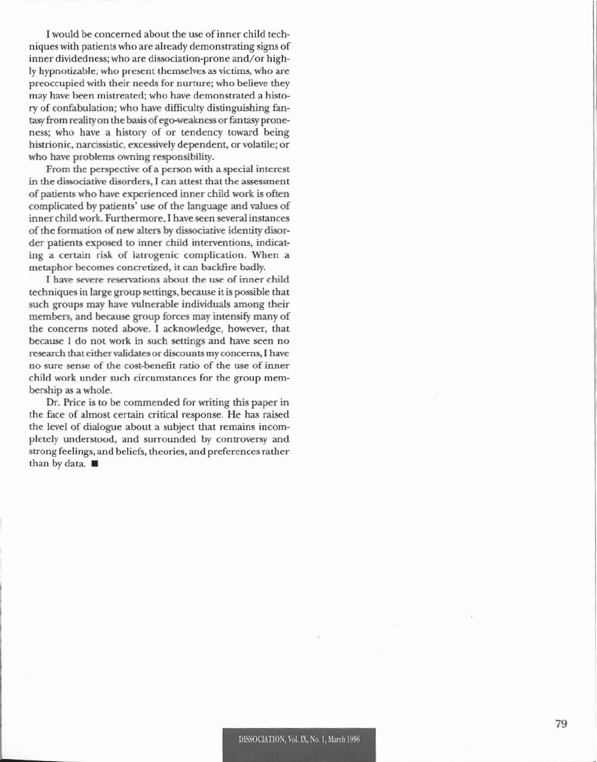I would be concerned about the use of inner child techniques with patients who are already demonstrating signs of inner dividedness; who are dissociation-prone and/or highly hypnotizable; who present themselves as victims, who are preoccupied with their needs for nurture; who believe they may have been mistreated; who have demonstrated a history of confabulation; who have difficulty distinguishing fantasy from reality on the basis of ego-weakness or fantasy proneness; who have a history of or tendency toward being histrionic, narcissistic, excessively dependent, or volatile; or who have problems owning responsibility.

From the perspective of a person with a special interest in the dissociative disorders, I can attest that the assessment of patients who have experienced inner child work is often complicated by patients' use of the language and values of inner child work. Furthermore, I have seen several instances of the formation of new alters by dissociative identity disorder patients exposed to inner child interventions, indicating a certain risk of iatrogenic complication. When a metaphor becomes concretized, it can backfire badly.

I have severe reservations about the use of inner child techniques in large group settings, because it is possible that such groups may have vulnerable individuals among their members, and because group forces may intensify many of the concerns noted above. I acknowledge, however, that because I do not work in such settings and have seen no research that either validates or discounts my concerns, I have no sure sense of the cost-benefit ratio of the use of inner child work under such circumstances for the group membership as a whole.

Dr. Price is to be commended for writing this paper in the face of almost certain critical response. He has raised the level of dialogue about a subject that remains incompletely understood, and surrounded by controversy and strong feelings, and beliefs, theories, and preferences rather than by data. ■